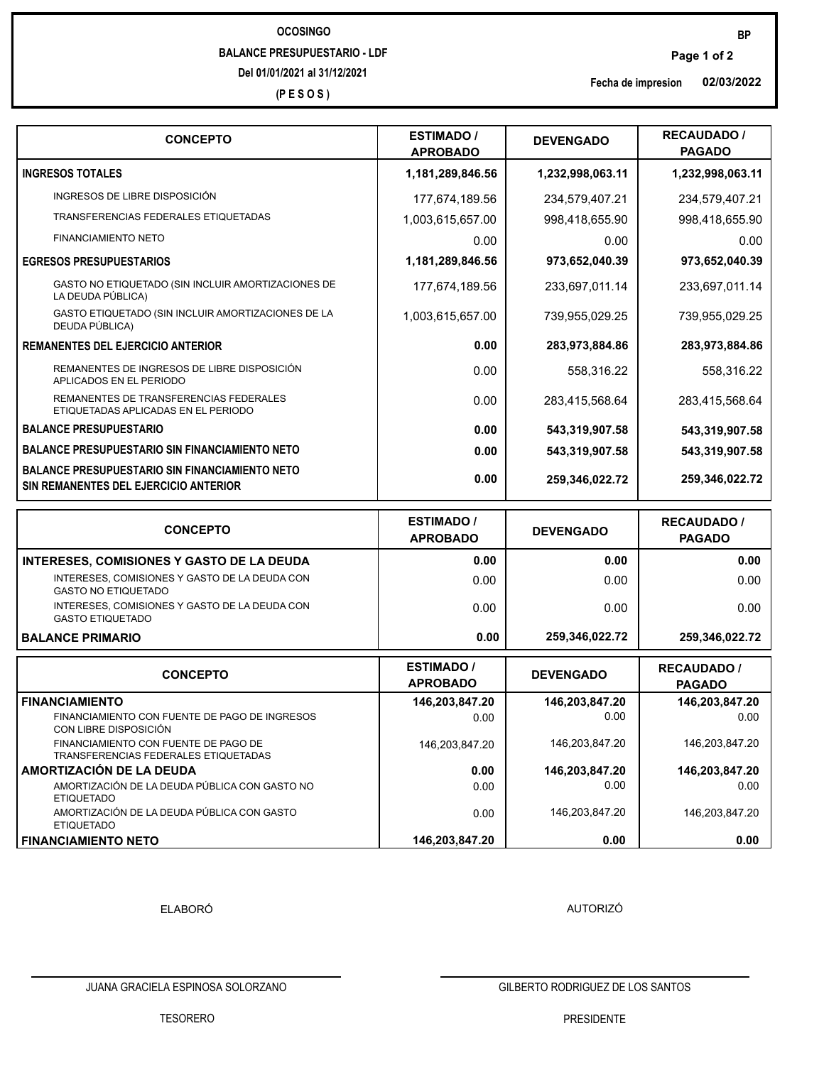# OCOSINGO

## BALANCE PRESUPUESTARIO - LDF

Del 01/01/2021 al 31/12/2021

(P E S O S)

BP

Fecha de impresion 02/03/2022

| CONCEPTO | ESTIMADO / APROBADO | DEVENGADO | RECAUDADO / PAGADO |
|---|---|---|---|
| **INGRESOS TOTALES** | **1,181,289,846.56** | **1,232,998,063.11** | **1,232,998,063.11** |
| INGRESOS DE LIBRE DISPOSICIÓN | 177,674,189.56 | 234,579,407.21 | 234,579,407.21 |
| TRANSFERENCIAS FEDERALES ETIQUETADAS | 1,003,615,657.00 | 998,418,655.90 | 998,418,655.90 |
| FINANCIAMIENTO NETO | 0.00 | 0.00 | 0.00 |
| **EGRESOS PRESUPUESTARIOS** | **1,181,289,846.56** | **973,652,040.39** | **973,652,040.39** |
| GASTO NO ETIQUETADO (SIN INCLUIR AMORTIZACIONES DE LA DEUDA PÚBLICA) | 177,674,189.56 | 233,697,011.14 | 233,697,011.14 |
| GASTO ETIQUETADO (SIN INCLUIR AMORTIZACIONES DE LA DEUDA PÚBLICA) | 1,003,615,657.00 | 739,955,029.25 | 739,955,029.25 |
| **REMANENTES DEL EJERCICIO ANTERIOR** | **0.00** | **283,973,884.86** | **283,973,884.86** |
| REMANENTES DE INGRESOS DE LIBRE DISPOSICIÓN APLICADOS EN EL PERIODO | 0.00 | 558,316.22 | 558,316.22 |
| REMANENTES DE TRANSFERENCIAS FEDERALES ETIQUETADAS APLICADAS EN EL PERIODO | 0.00 | 283,415,568.64 | 283,415,568.64 |
| **BALANCE PRESUPUESTARIO** | **0.00** | **543,319,907.58** | **543,319,907.58** |
| **BALANCE PRESUPUESTARIO SIN FINANCIAMIENTO NETO** | **0.00** | **543,319,907.58** | **543,319,907.58** |
| **BALANCE PRESUPUESTARIO SIN FINANCIAMIENTO NETO SIN REMANENTES DEL EJERCICIO ANTERIOR** | **0.00** | **259,346,022.72** | **259,346,022.72** |

| CONCEPTO | ESTIMADO / APROBADO | DEVENGADO | RECAUDADO / PAGADO |
|---|---|---|---|
| **INTERESES, COMISIONES Y GASTO DE LA DEUDA** | **0.00** | **0.00** | **0.00** |
| INTERESES, COMISIONES Y GASTO DE LA DEUDA CON GASTO NO ETIQUETADO | 0.00 | 0.00 | 0.00 |
| INTERESES, COMISIONES Y GASTO DE LA DEUDA CON GASTO ETIQUETADO | 0.00 | 0.00 | 0.00 |
| **BALANCE PRIMARIO** | **0.00** | **259,346,022.72** | **259,346,022.72** |

| CONCEPTO | ESTIMADO / APROBADO | DEVENGADO | RECAUDADO / PAGADO |
|---|---|---|---|
| **FINANCIAMIENTO** | **146,203,847.20** | **146,203,847.20** | **146,203,847.20** |
| FINANCIAMIENTO CON FUENTE DE PAGO DE INGRESOS CON LIBRE DISPOSICIÓN | 0.00 | 0.00 | 0.00 |
| FINANCIAMIENTO CON FUENTE DE PAGO DE TRANSFERENCIAS FEDERALES ETIQUETADAS | 146,203,847.20 | 146,203,847.20 | 146,203,847.20 |
| **AMORTIZACIÓN DE LA DEUDA** | **0.00** | **146,203,847.20** | **146,203,847.20** |
| AMORTIZACIÓN DE LA DEUDA PÚBLICA CON GASTO NO ETIQUETADO | 0.00 | 0.00 | 0.00 |
| AMORTIZACIÓN DE LA DEUDA PÚBLICA CON GASTO ETIQUETADO | 0.00 | 146,203,847.20 | 146,203,847.20 |
| **FINANCIAMIENTO NETO** | **146,203,847.20** | **0.00** | **0.00** |

ELABORÓ

JUANA GRACIELA ESPINOSA SOLORZANO

TESORERO

AUTORIZÓ

GILBERTO RODRIGUEZ DE LOS SANTOS

PRESIDENTE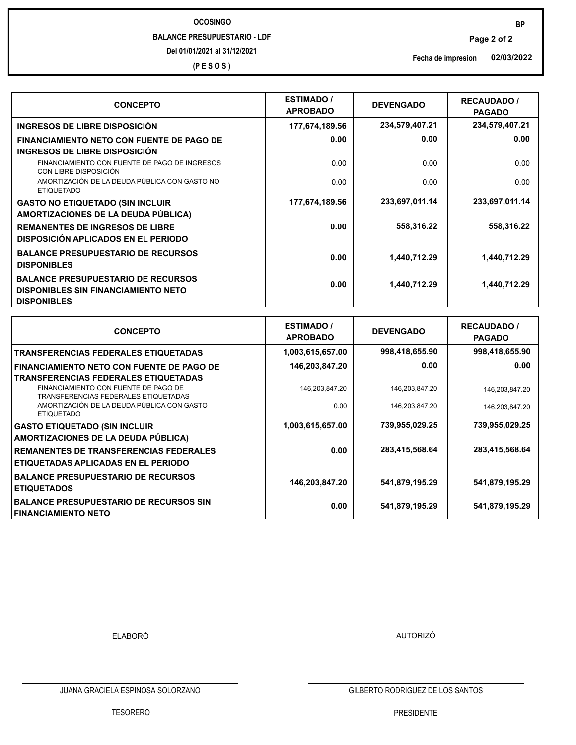**OCOSINGO**

**BALANCE PRESUPUESTARIO - LDF**

**Del 01/01/2021 al 31/12/2021**

**( P E S O S )**

**BP**

**Fecha de impresion 02/03/2022**

| CONCEPTO | ESTIMADO / APROBADO | DEVENGADO | RECAUDADO / PAGADO |
|---|---|---|---|
| **INGRESOS DE LIBRE DISPOSICIÓN** | **177,674,189.56** | **234,579,407.21** | **234,579,407.21** |
| **FINANCIAMIENTO NETO CON FUENTE DE PAGO DE INGRESOS DE LIBRE DISPOSICIÓN** | **0.00** | **0.00** | **0.00** |
| FINANCIAMIENTO CON FUENTE DE PAGO DE INGRESOS CON LIBRE DISPOSICIÓN | 0.00 | 0.00 | 0.00 |
| AMORTIZACIÓN DE LA DEUDA PÚBLICA CON GASTO NO ETIQUETADO | 0.00 | 0.00 | 0.00 |
| **GASTO NO ETIQUETADO (SIN INCLUIR AMORTIZACIONES DE LA DEUDA PÚBLICA)** | **177,674,189.56** | **233,697,011.14** | **233,697,011.14** |
| **REMANENTES DE INGRESOS DE LIBRE DISPOSICIÓN APLICADOS EN EL PERIODO** | **0.00** | **558,316.22** | **558,316.22** |
| **BALANCE PRESUPUESTARIO DE RECURSOS DISPONIBLES** | **0.00** | **1,440,712.29** | **1,440,712.29** |
| **BALANCE PRESUPUESTARIO DE RECURSOS DISPONIBLES SIN FINANCIAMIENTO NETO DISPONIBLES** | **0.00** | **1,440,712.29** | **1,440,712.29** |

| CONCEPTO | ESTIMADO / APROBADO | DEVENGADO | RECAUDADO / PAGADO |
|---|---|---|---|
| **TRANSFERENCIAS FEDERALES ETIQUETADAS** | **1,003,615,657.00** | **998,418,655.90** | **998,418,655.90** |
| **FINANCIAMIENTO NETO CON FUENTE DE PAGO DE TRANSFERENCIAS FEDERALES ETIQUETADAS** | **146,203,847.20** | **0.00** | **0.00** |
| FINANCIAMIENTO CON FUENTE DE PAGO DE TRANSFERENCIAS FEDERALES ETIQUETADAS | 146,203,847.20 | 146,203,847.20 | 146,203,847.20 |
| AMORTIZACIÓN DE LA DEUDA PÚBLICA CON GASTO ETIQUETADO | 0.00 | 146,203,847.20 | 146,203,847.20 |
| **GASTO ETIQUETADO (SIN INCLUIR AMORTIZACIONES DE LA DEUDA PÚBLICA)** | **1,003,615,657.00** | **739,955,029.25** | **739,955,029.25** |
| **REMANENTES DE TRANSFERENCIAS FEDERALES ETIQUETADAS APLICADAS EN EL PERIODO** | **0.00** | **283,415,568.64** | **283,415,568.64** |
| **BALANCE PRESUPUESTARIO DE RECURSOS ETIQUETADOS** | **146,203,847.20** | **541,879,195.29** | **541,879,195.29** |
| **BALANCE PRESUPUESTARIO DE RECURSOS SIN FINANCIAMIENTO NETO** | **0.00** | **541,879,195.29** | **541,879,195.29** |

ELABORÓ

JUANA GRACIELA ESPINOSA SOLORZANO

TESORERO

AUTORIZÓ

GILBERTO RODRIGUEZ DE LOS SANTOS

PRESIDENTE